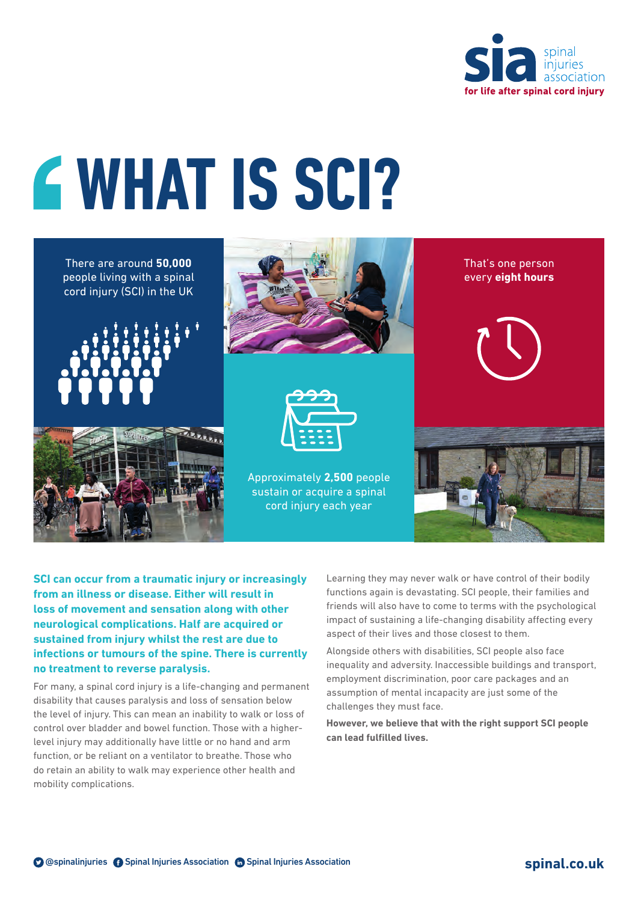sia spinal injuries association
**for life after spinal cord injury**

# WHAT IS SCI?

There are around **50,000** people living with a spinal cord injury (SCI) in the UK

That's one person every **eight hours**

Approximately **2,500** people sustain or acquire a spinal cord injury each year

**SCI can occur from a traumatic injury or increasingly from an illness or disease. Either will result in loss of movement and sensation along with other neurological complications. Half are acquired or sustained from injury whilst the rest are due to infections or tumours of the spine. There is currently no treatment to reverse paralysis.**

For many, a spinal cord injury is a life-changing and permanent disability that causes paralysis and loss of sensation below the level of injury. This can mean an inability to walk or loss of control over bladder and bowel function. Those with a higher-level injury may additionally have little or no hand and arm function, or be reliant on a ventilator to breathe. Those who do retain an ability to walk may experience other health and mobility complications.

Learning they may never walk or have control of their bodily functions again is devastating. SCI people, their families and friends will also have to come to terms with the psychological impact of sustaining a life-changing disability affecting every aspect of their lives and those closest to them.

Alongside others with disabilities, SCI people also face inequality and adversity. Inaccessible buildings and transport, employment discrimination, poor care packages and an assumption of mental incapacity are just some of the challenges they must face.

**However, we believe that with the right support SCI people can lead fulfilled lives.**

@spinalinjuries Spinal Injuries Association Spinal Injuries Association **spinal.co.uk**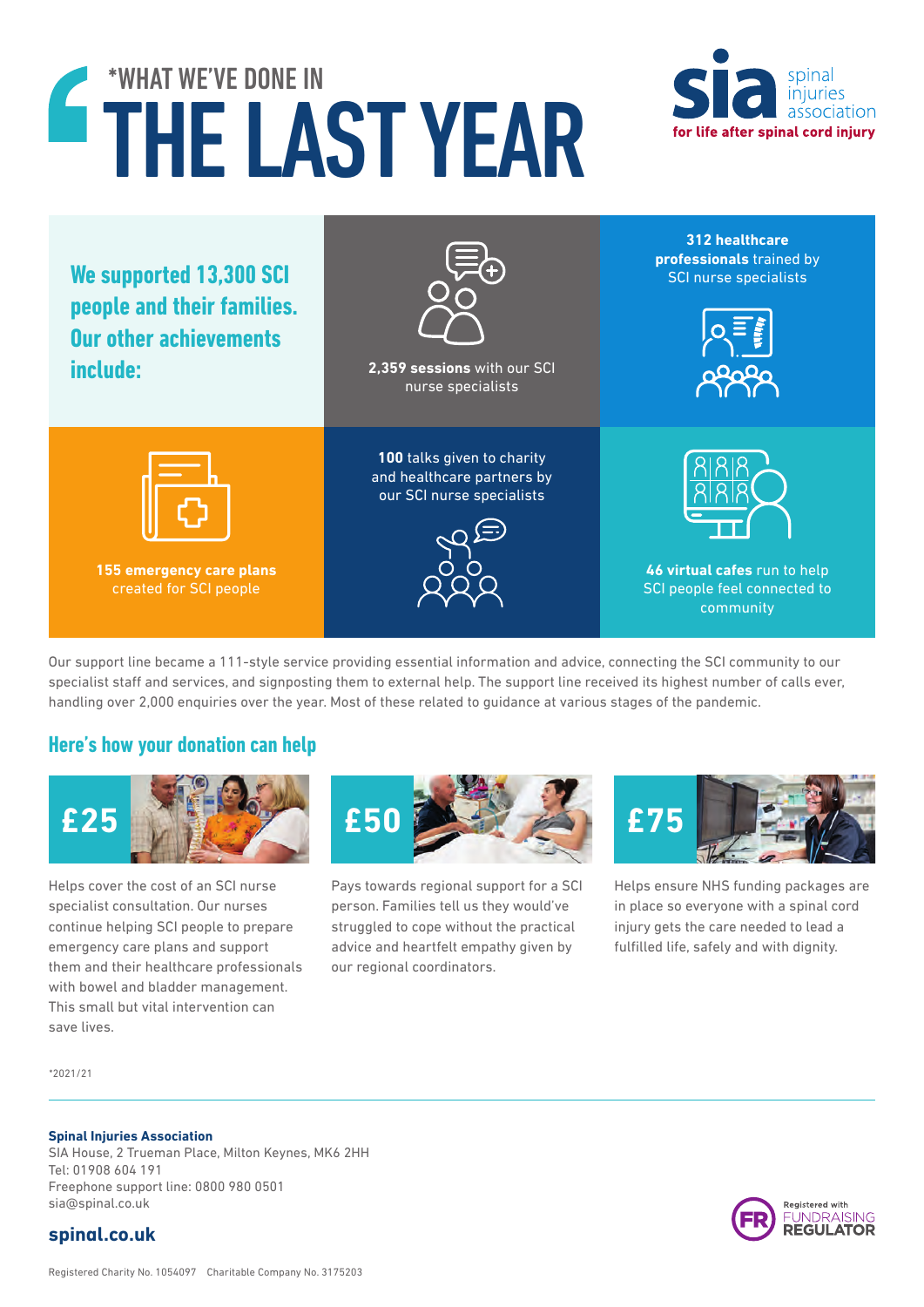# *WHAT WE'VE DONE IN THE LAST YEAR

sia spinal injuries association
**for life after spinal cord injury**

**We supported 13,300 SCI people and their families. Our other achievements include:**

**2,359 sessions** with our SCI nurse specialists

**312 healthcare professionals** trained by SCI nurse specialists

**155 emergency care plans** created for SCI people

**100** talks given to charity and healthcare partners by our SCI nurse specialists

**46 virtual cafes** run to help SCI people feel connected to community

Our support line became a 111-style service providing essential information and advice, connecting the SCI community to our specialist staff and services, and signposting them to external help. The support line received its highest number of calls ever, handling over 2,000 enquiries over the year. Most of these related to guidance at various stages of the pandemic.

## Here's how your donation can help

**£25**

Helps cover the cost of an SCI nurse specialist consultation. Our nurses continue helping SCI people to prepare emergency care plans and support them and their healthcare professionals with bowel and bladder management. This small but vital intervention can save lives.

**£50**

Pays towards regional support for a SCI person. Families tell us they would've struggled to cope without the practical advice and heartfelt empathy given by our regional coordinators.

**£75**

Helps ensure NHS funding packages are in place so everyone with a spinal cord injury gets the care needed to lead a fulfilled life, safely and with dignity.

*2021/21

**Spinal Injuries Association**
SIA House, 2 Trueman Place, Milton Keynes, MK6 2HH
Tel: 01908 604 191
Freephone support line: 0800 980 0501
sia@spinal.co.uk

**spinal.co.uk**

Registered with FUNDRAISING REGULATOR

Registered Charity No. 1054097 Charitable Company No. 3175203